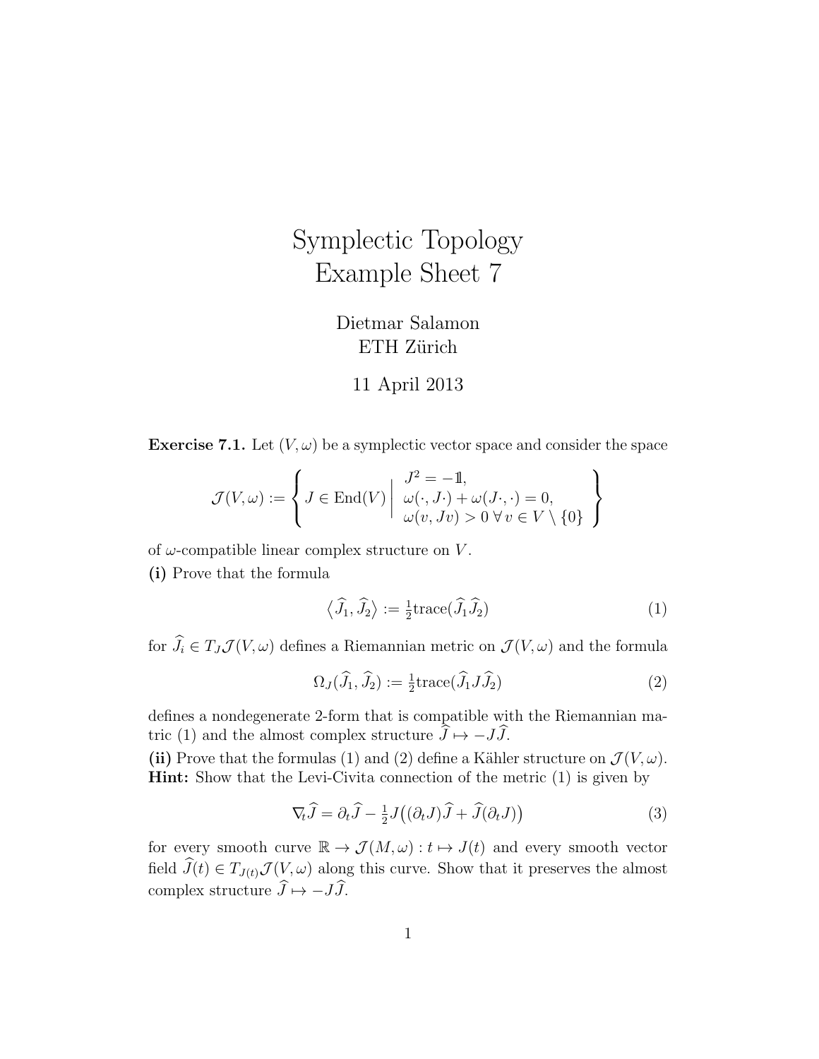# Symplectic Topology
# Example Sheet 7

Dietmar Salamon
ETH Zürich

11 April 2013

**Exercise 7.1.** Let $(V, \omega)$ be a symplectic vector space and consider the space

$$\mathcal{J}(V,\omega) := \left\{ J \in \mathrm{End}(V) \,\middle|\, \begin{array}{l} J^2 = -\mathbb{1}, \\ \omega(\cdot, J\cdot) + \omega(J\cdot, \cdot) = 0, \\ \omega(v, Jv) > 0 \;\forall\, v \in V \setminus \{0\} \end{array} \right\}$$

of $\omega$-compatible linear complex structure on $V$.

**(i)** Prove that the formula

$$\left\langle \widehat{J}_1, \widehat{J}_2 \right\rangle := \tfrac{1}{2}\mathrm{trace}(\widehat{J}_1 \widehat{J}_2) \tag{1}$$

for $\widehat{J}_i \in T_J\mathcal{J}(V,\omega)$ defines a Riemannian metric on $\mathcal{J}(V,\omega)$ and the formula

$$\Omega_J(\widehat{J}_1, \widehat{J}_2) := \tfrac{1}{2}\mathrm{trace}(\widehat{J}_1 J \widehat{J}_2) \tag{2}$$

defines a nondegenerate 2-form that is compatible with the Riemannian matric (1) and the almost complex structure $\widehat{J} \mapsto -J\widehat{J}$.

**(ii)** Prove that the formulas (1) and (2) define a Kähler structure on $\mathcal{J}(V,\omega)$.
**Hint:** Show that the Levi-Civita connection of the metric (1) is given by

$$\nabla_t \widehat{J} = \partial_t \widehat{J} - \tfrac{1}{2} J\big((\partial_t J)\widehat{J} + \widehat{J}(\partial_t J)\big) \tag{3}$$

for every smooth curve $\mathbb{R} \to \mathcal{J}(M,\omega) : t \mapsto J(t)$ and every smooth vector field $\widehat{J}(t) \in T_{J(t)}\mathcal{J}(V,\omega)$ along this curve. Show that it preserves the almost complex structure $\widehat{J} \mapsto -J\widehat{J}$.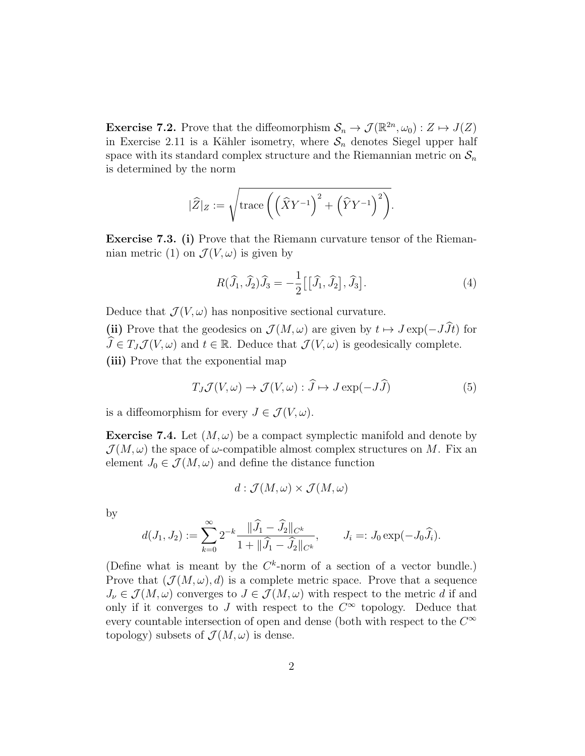**Exercise 7.2.** Prove that the diffeomorphism $\mathcal{S}_n \to \mathcal{J}(\mathbb{R}^{2n}, \omega_0) : Z \mapsto J(Z)$ in Exercise 2.11 is a Kähler isometry, where $\mathcal{S}_n$ denotes Siegel upper half space with its standard complex structure and the Riemannian metric on $\mathcal{S}_n$ is determined by the norm

$$|\widehat{Z}|_Z := \sqrt{\operatorname{trace}\left(\left(\widehat{X}Y^{-1}\right)^2 + \left(\widehat{Y}Y^{-1}\right)^2\right)}.$$

**Exercise 7.3. (i)** Prove that the Riemann curvature tensor of the Riemannian metric (1) on $\mathcal{J}(V, \omega)$ is given by

$$R(\widehat{J}_1, \widehat{J}_2)\widehat{J}_3 = -\frac{1}{2}\big[\big[\widehat{J}_1, \widehat{J}_2\big], \widehat{J}_3\big]. \tag{4}$$

Deduce that $\mathcal{J}(V, \omega)$ has nonpositive sectional curvature.

**(ii)** Prove that the geodesics on $\mathcal{J}(M, \omega)$ are given by $t \mapsto J\exp(-J\widehat{J}t)$ for $\widehat{J} \in T_J\mathcal{J}(V, \omega)$ and $t \in \mathbb{R}$. Deduce that $\mathcal{J}(V, \omega)$ is geodesically complete.

**(iii)** Prove that the exponential map

$$T_J\mathcal{J}(V, \omega) \to \mathcal{J}(V, \omega) : \widehat{J} \mapsto J\exp(-J\widehat{J}) \tag{5}$$

is a diffeomorphism for every $J \in \mathcal{J}(V, \omega)$.

**Exercise 7.4.** Let $(M, \omega)$ be a compact symplectic manifold and denote by $\mathcal{J}(M, \omega)$ the space of $\omega$-compatible almost complex structures on $M$. Fix an element $J_0 \in \mathcal{J}(M, \omega)$ and define the distance function

$$d : \mathcal{J}(M, \omega) \times \mathcal{J}(M, \omega)$$

by

$$d(J_1, J_2) := \sum_{k=0}^{\infty} 2^{-k} \frac{\|\widehat{J}_1 - \widehat{J}_2\|_{C^k}}{1 + \|\widehat{J}_1 - \widehat{J}_2\|_{C^k}}, \qquad J_i =: J_0\exp(-J_0\widehat{J}_i).$$

(Define what is meant by the $C^k$-norm of a section of a vector bundle.) Prove that $(\mathcal{J}(M, \omega), d)$ is a complete metric space. Prove that a sequence $J_\nu \in \mathcal{J}(M, \omega)$ converges to $J \in \mathcal{J}(M, \omega)$ with respect to the metric $d$ if and only if it converges to $J$ with respect to the $C^\infty$ topology. Deduce that every countable intersection of open and dense (both with respect to the $C^\infty$ topology) subsets of $\mathcal{J}(M, \omega)$ is dense.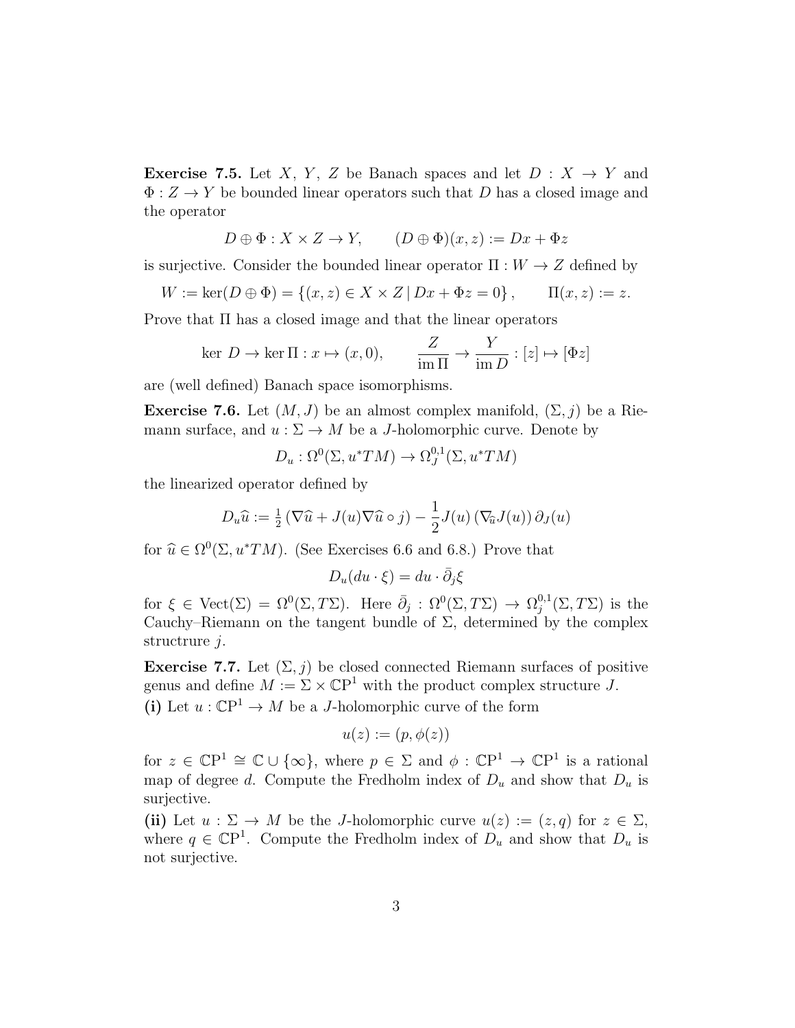**Exercise 7.5.** Let $X$, $Y$, $Z$ be Banach spaces and let $D : X \to Y$ and $\Phi : Z \to Y$ be bounded linear operators such that $D$ has a closed image and the operator

$$D \oplus \Phi : X \times Z \to Y, \qquad (D \oplus \Phi)(x, z) := Dx + \Phi z$$

is surjective. Consider the bounded linear operator $\Pi : W \to Z$ defined by

$$W := \ker(D \oplus \Phi) = \{(x, z) \in X \times Z \,|\, Dx + \Phi z = 0\}, \qquad \Pi(x, z) := z.$$

Prove that $\Pi$ has a closed image and that the linear operators

$$\ker D \to \ker \Pi : x \mapsto (x, 0), \qquad \frac{Z}{\operatorname{im} \Pi} \to \frac{Y}{\operatorname{im} D} : [z] \mapsto [\Phi z]$$

are (well defined) Banach space isomorphisms.

**Exercise 7.6.** Let $(M, J)$ be an almost complex manifold, $(\Sigma, j)$ be a Riemann surface, and $u : \Sigma \to M$ be a $J$-holomorphic curve. Denote by

$$D_u : \Omega^0(\Sigma, u^*TM) \to \Omega^{0,1}_J(\Sigma, u^*TM)$$

the linearized operator defined by

$$D_u \widehat{u} := \tfrac{1}{2}\left(\nabla \widehat{u} + J(u) \nabla \widehat{u} \circ j\right) - \frac{1}{2} J(u) \left(\nabla_{\widehat{u}} J(u)\right) \partial_J(u)$$

for $\widehat{u} \in \Omega^0(\Sigma, u^*TM)$. (See Exercises 6.6 and 6.8.) Prove that

$$D_u(du \cdot \xi) = du \cdot \bar{\partial}_j \xi$$

for $\xi \in \mathrm{Vect}(\Sigma) = \Omega^0(\Sigma, T\Sigma)$. Here $\bar{\partial}_j : \Omega^0(\Sigma, T\Sigma) \to \Omega^{0,1}_j(\Sigma, T\Sigma)$ is the Cauchy–Riemann on the tangent bundle of $\Sigma$, determined by the complex structrure $j$.

**Exercise 7.7.** Let $(\Sigma, j)$ be closed connected Riemann surfaces of positive genus and define $M := \Sigma \times \mathbb{C}\mathrm{P}^1$ with the product complex structure $J$.

**(i)** Let $u : \mathbb{C}\mathrm{P}^1 \to M$ be a $J$-holomorphic curve of the form

$$u(z) := (p, \phi(z))$$

for $z \in \mathbb{C}\mathrm{P}^1 \cong \mathbb{C} \cup \{\infty\}$, where $p \in \Sigma$ and $\phi : \mathbb{C}\mathrm{P}^1 \to \mathbb{C}\mathrm{P}^1$ is a rational map of degree $d$. Compute the Fredholm index of $D_u$ and show that $D_u$ is surjective.

**(ii)** Let $u : \Sigma \to M$ be the $J$-holomorphic curve $u(z) := (z, q)$ for $z \in \Sigma$, where $q \in \mathbb{C}\mathrm{P}^1$. Compute the Fredholm index of $D_u$ and show that $D_u$ is not surjective.